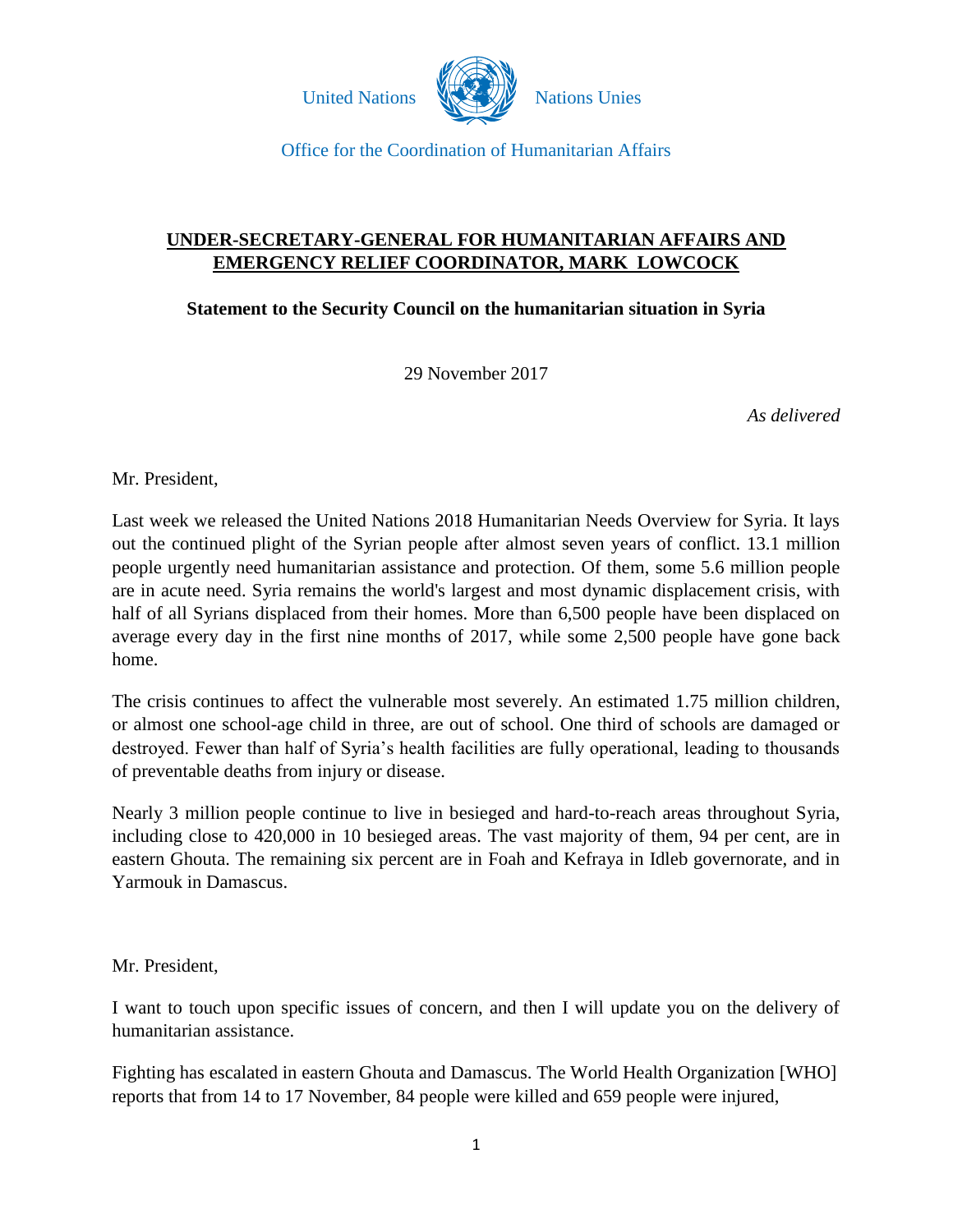United Nations Nations Unies

Office for the Coordination of Humanitarian Affairs

## UNDER-SECRETARY-GENERAL FOR HUMANITARIAN AFFAIRS AND EMERGENCY RELIEF COORDINATOR, MARK LOWCOCK

### Statement to the Security Council on the humanitarian situation in Syria

29 November 2017

*As delivered*

Mr. President,

Last week we released the United Nations 2018 Humanitarian Needs Overview for Syria. It lays out the continued plight of the Syrian people after almost seven years of conflict. 13.1 million people urgently need humanitarian assistance and protection. Of them, some 5.6 million people are in acute need. Syria remains the world's largest and most dynamic displacement crisis, with half of all Syrians displaced from their homes. More than 6,500 people have been displaced on average every day in the first nine months of 2017, while some 2,500 people have gone back home.

The crisis continues to affect the vulnerable most severely. An estimated 1.75 million children, or almost one school-age child in three, are out of school. One third of schools are damaged or destroyed. Fewer than half of Syria's health facilities are fully operational, leading to thousands of preventable deaths from injury or disease.

Nearly 3 million people continue to live in besieged and hard-to-reach areas throughout Syria, including close to 420,000 in 10 besieged areas. The vast majority of them, 94 per cent, are in eastern Ghouta. The remaining six percent are in Foah and Kefraya in Idleb governorate, and in Yarmouk in Damascus.

Mr. President,

I want to touch upon specific issues of concern, and then I will update you on the delivery of humanitarian assistance.

Fighting has escalated in eastern Ghouta and Damascus. The World Health Organization [WHO] reports that from 14 to 17 November, 84 people were killed and 659 people were injured,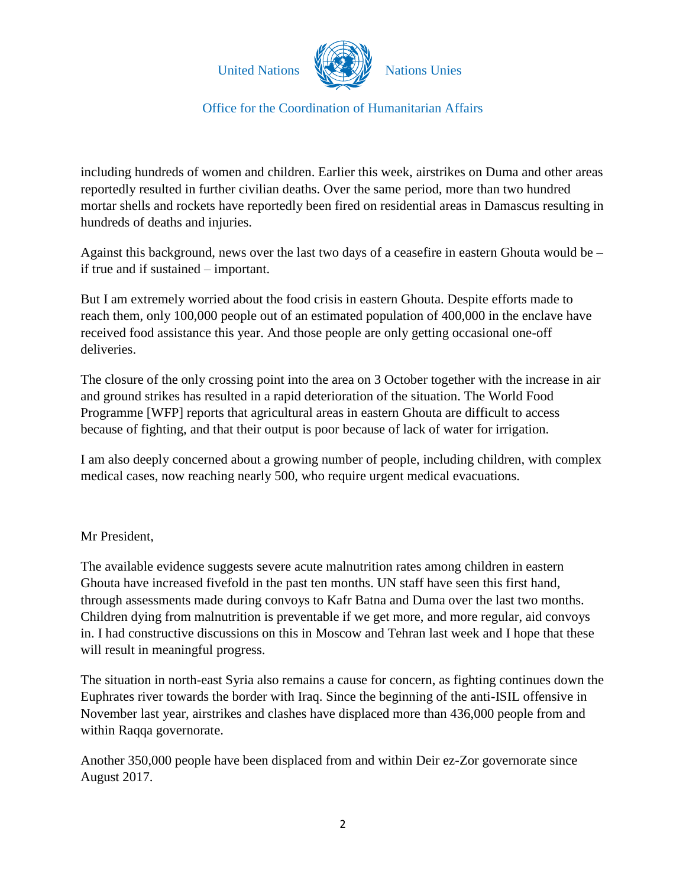including hundreds of women and children. Earlier this week, airstrikes on Duma and other areas reportedly resulted in further civilian deaths. Over the same period, more than two hundred mortar shells and rockets have reportedly been fired on residential areas in Damascus resulting in hundreds of deaths and injuries.

Against this background, news over the last two days of a ceasefire in eastern Ghouta would be – if true and if sustained – important.

But I am extremely worried about the food crisis in eastern Ghouta. Despite efforts made to reach them, only 100,000 people out of an estimated population of 400,000 in the enclave have received food assistance this year. And those people are only getting occasional one-off deliveries.

The closure of the only crossing point into the area on 3 October together with the increase in air and ground strikes has resulted in a rapid deterioration of the situation. The World Food Programme [WFP] reports that agricultural areas in eastern Ghouta are difficult to access because of fighting, and that their output is poor because of lack of water for irrigation.

I am also deeply concerned about a growing number of people, including children, with complex medical cases, now reaching nearly 500, who require urgent medical evacuations.

Mr President,

The available evidence suggests severe acute malnutrition rates among children in eastern Ghouta have increased fivefold in the past ten months. UN staff have seen this first hand, through assessments made during convoys to Kafr Batna and Duma over the last two months. Children dying from malnutrition is preventable if we get more, and more regular, aid convoys in. I had constructive discussions on this in Moscow and Tehran last week and I hope that these will result in meaningful progress.

The situation in north-east Syria also remains a cause for concern, as fighting continues down the Euphrates river towards the border with Iraq. Since the beginning of the anti-ISIL offensive in November last year, airstrikes and clashes have displaced more than 436,000 people from and within Raqqa governorate.

Another 350,000 people have been displaced from and within Deir ez-Zor governorate since August 2017.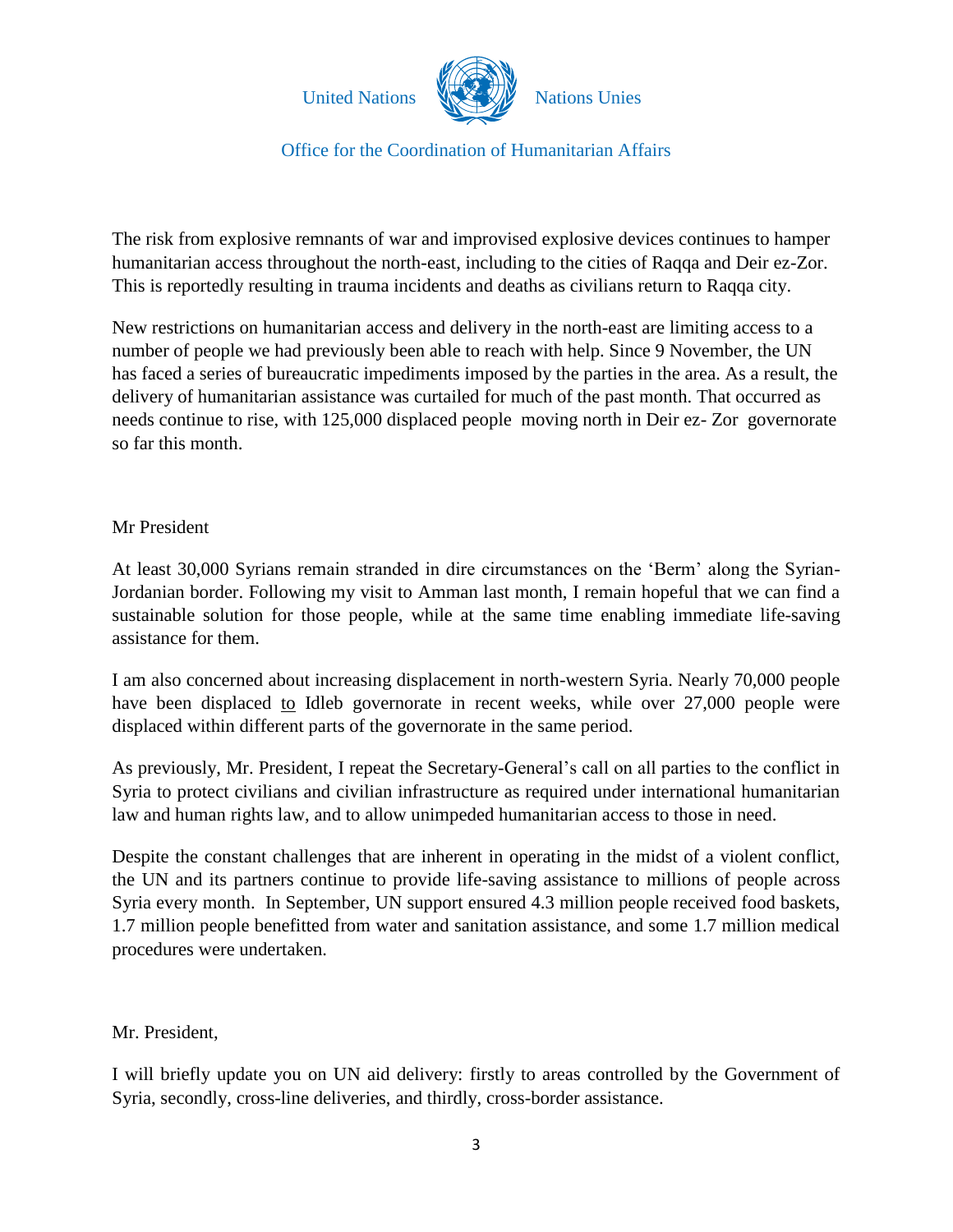The risk from explosive remnants of war and improvised explosive devices continues to hamper humanitarian access throughout the north-east, including to the cities of Raqqa and Deir ez-Zor. This is reportedly resulting in trauma incidents and deaths as civilians return to Raqqa city.

New restrictions on humanitarian access and delivery in the north-east are limiting access to a number of people we had previously been able to reach with help. Since 9 November, the UN has faced a series of bureaucratic impediments imposed by the parties in the area. As a result, the delivery of humanitarian assistance was curtailed for much of the past month. That occurred as needs continue to rise, with 125,000 displaced people moving north in Deir ez- Zor governorate so far this month.

Mr President

At least 30,000 Syrians remain stranded in dire circumstances on the 'Berm' along the Syrian-Jordanian border. Following my visit to Amman last month, I remain hopeful that we can find a sustainable solution for those people, while at the same time enabling immediate life-saving assistance for them.

I am also concerned about increasing displacement in north-western Syria. Nearly 70,000 people have been displaced to Idleb governorate in recent weeks, while over 27,000 people were displaced within different parts of the governorate in the same period.

As previously, Mr. President, I repeat the Secretary-General's call on all parties to the conflict in Syria to protect civilians and civilian infrastructure as required under international humanitarian law and human rights law, and to allow unimpeded humanitarian access to those in need.

Despite the constant challenges that are inherent in operating in the midst of a violent conflict, the UN and its partners continue to provide life-saving assistance to millions of people across Syria every month. In September, UN support ensured 4.3 million people received food baskets, 1.7 million people benefitted from water and sanitation assistance, and some 1.7 million medical procedures were undertaken.

Mr. President,

I will briefly update you on UN aid delivery: firstly to areas controlled by the Government of Syria, secondly, cross-line deliveries, and thirdly, cross-border assistance.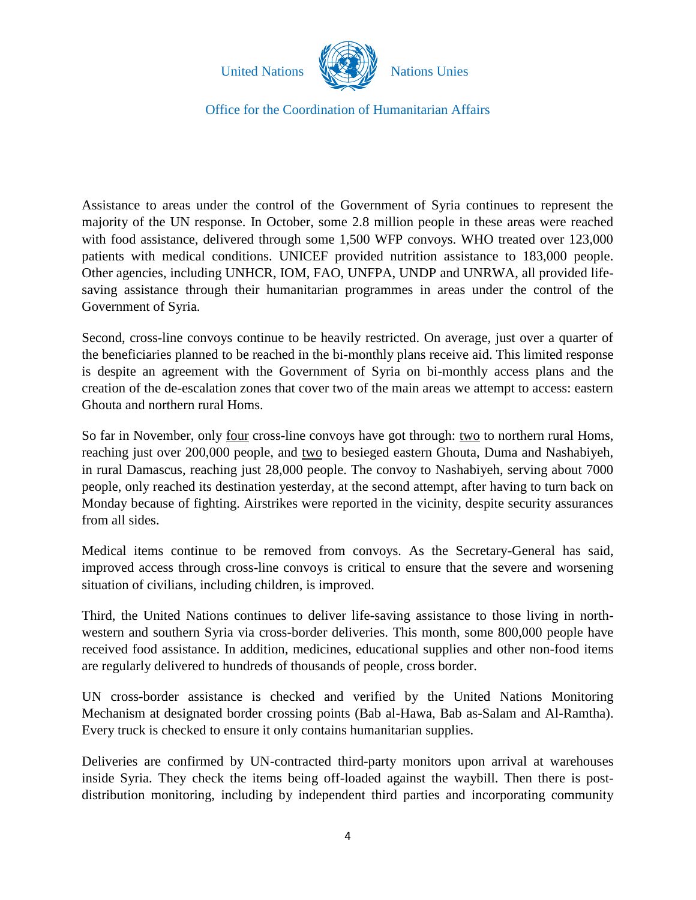United Nations Nations Unies

Office for the Coordination of Humanitarian Affairs

Assistance to areas under the control of the Government of Syria continues to represent the majority of the UN response. In October, some 2.8 million people in these areas were reached with food assistance, delivered through some 1,500 WFP convoys. WHO treated over 123,000 patients with medical conditions. UNICEF provided nutrition assistance to 183,000 people. Other agencies, including UNHCR, IOM, FAO, UNFPA, UNDP and UNRWA, all provided life-saving assistance through their humanitarian programmes in areas under the control of the Government of Syria.

Second, cross-line convoys continue to be heavily restricted. On average, just over a quarter of the beneficiaries planned to be reached in the bi-monthly plans receive aid. This limited response is despite an agreement with the Government of Syria on bi-monthly access plans and the creation of the de-escalation zones that cover two of the main areas we attempt to access: eastern Ghouta and northern rural Homs.

So far in November, only <u>four</u> cross-line convoys have got through: <u>two</u> to northern rural Homs, reaching just over 200,000 people, and <u>two</u> to besieged eastern Ghouta, Duma and Nashabiyeh, in rural Damascus, reaching just 28,000 people. The convoy to Nashabiyeh, serving about 7000 people, only reached its destination yesterday, at the second attempt, after having to turn back on Monday because of fighting. Airstrikes were reported in the vicinity, despite security assurances from all sides.

Medical items continue to be removed from convoys. As the Secretary-General has said, improved access through cross-line convoys is critical to ensure that the severe and worsening situation of civilians, including children, is improved.

Third, the United Nations continues to deliver life-saving assistance to those living in north-western and southern Syria via cross-border deliveries. This month, some 800,000 people have received food assistance. In addition, medicines, educational supplies and other non-food items are regularly delivered to hundreds of thousands of people, cross border.

UN cross-border assistance is checked and verified by the United Nations Monitoring Mechanism at designated border crossing points (Bab al-Hawa, Bab as-Salam and Al-Ramtha). Every truck is checked to ensure it only contains humanitarian supplies.

Deliveries are confirmed by UN-contracted third-party monitors upon arrival at warehouses inside Syria. They check the items being off-loaded against the waybill. Then there is post-distribution monitoring, including by independent third parties and incorporating community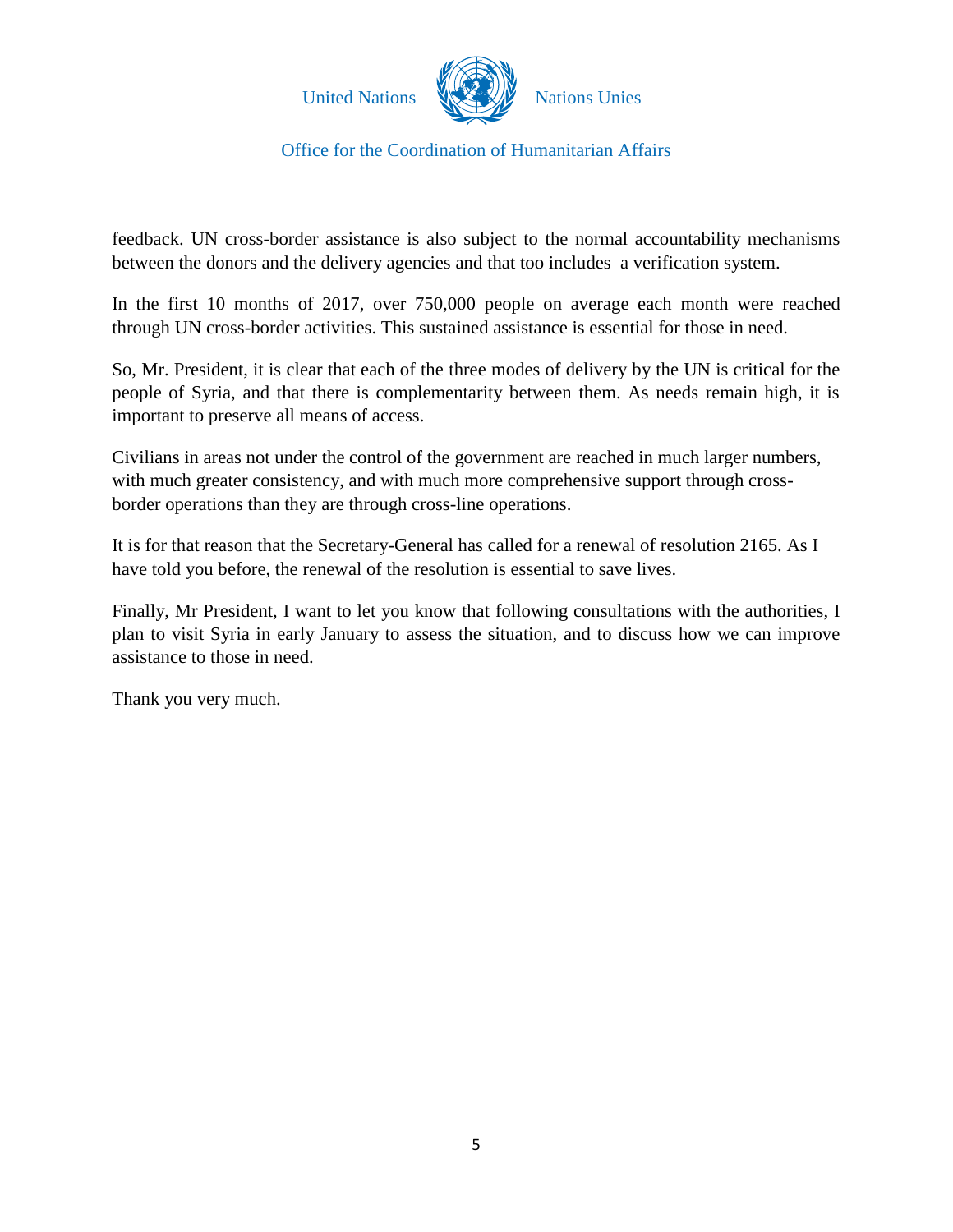feedback. UN cross-border assistance is also subject to the normal accountability mechanisms between the donors and the delivery agencies and that too includes a verification system.

In the first 10 months of 2017, over 750,000 people on average each month were reached through UN cross-border activities. This sustained assistance is essential for those in need.

So, Mr. President, it is clear that each of the three modes of delivery by the UN is critical for the people of Syria, and that there is complementarity between them. As needs remain high, it is important to preserve all means of access.

Civilians in areas not under the control of the government are reached in much larger numbers, with much greater consistency, and with much more comprehensive support through cross-border operations than they are through cross-line operations.

It is for that reason that the Secretary-General has called for a renewal of resolution 2165. As I have told you before, the renewal of the resolution is essential to save lives.

Finally, Mr President, I want to let you know that following consultations with the authorities, I plan to visit Syria in early January to assess the situation, and to discuss how we can improve assistance to those in need.

Thank you very much.